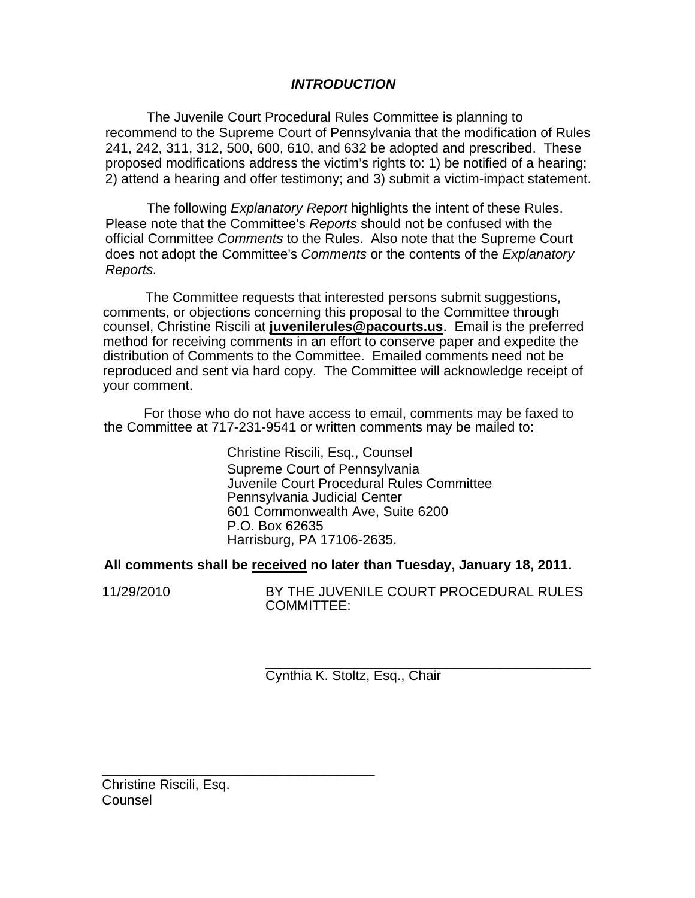## *INTRODUCTION*

The Juvenile Court Procedural Rules Committee is planning to recommend to the Supreme Court of Pennsylvania that the modification of Rules 241, 242, 311, 312, 500, 600, 610, and 632 be adopted and prescribed. These proposed modifications address the victim's rights to: 1) be notified of a hearing; 2) attend a hearing and offer testimony; and 3) submit a victim-impact statement.

The following *Explanatory Report* highlights the intent of these Rules. Please note that the Committee's *Reports* should not be confused with the official Committee *Comments* to the Rules. Also note that the Supreme Court does not adopt the Committee's *Comments* or the contents of the *Explanatory Reports.*

The Committee requests that interested persons submit suggestions, comments, or objections concerning this proposal to the Committee through counsel, Christine Riscili at **juvenilerules@pacourts.us**. Email is the preferred method for receiving comments in an effort to conserve paper and expedite the distribution of Comments to the Committee. Emailed comments need not be reproduced and sent via hard copy. The Committee will acknowledge receipt of your comment.

For those who do not have access to email, comments may be faxed to the Committee at 717-231-9541 or written comments may be mailed to:

Christine Riscili, Esq., Counsel
Supreme Court of Pennsylvania
Juvenile Court Procedural Rules Committee
Pennsylvania Judicial Center
601 Commonwealth Ave, Suite 6200
P.O. Box 62635
Harrisburg, PA 17106-2635.

**All comments shall be received no later than Tuesday, January 18, 2011.**

11/29/2010 BY THE JUVENILE COURT PROCEDURAL RULES COMMITTEE:

\_\_\_\_\_\_\_\_\_\_\_\_\_\_\_\_\_\_\_\_\_\_\_\_\_\_\_\_\_\_\_\_\_\_\_\_\_\_\_\_
Cynthia K. Stoltz, Esq., Chair

\_\_\_\_\_\_\_\_\_\_\_\_\_\_\_\_\_\_\_\_\_\_\_\_\_\_\_\_\_\_\_\_\_\_\_\_\_\_\_\_
Christine Riscili, Esq.
Counsel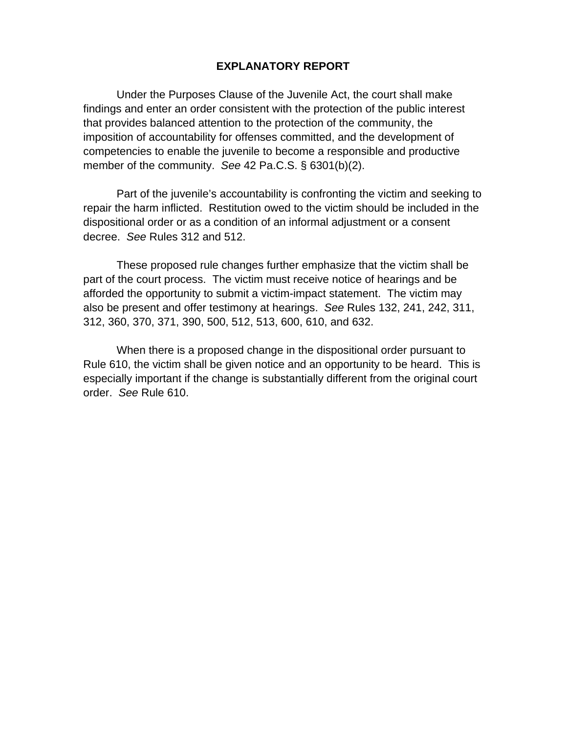## EXPLANATORY REPORT

Under the Purposes Clause of the Juvenile Act, the court shall make findings and enter an order consistent with the protection of the public interest that provides balanced attention to the protection of the community, the imposition of accountability for offenses committed, and the development of competencies to enable the juvenile to become a responsible and productive member of the community. *See* 42 Pa.C.S. § 6301(b)(2).

Part of the juvenile's accountability is confronting the victim and seeking to repair the harm inflicted. Restitution owed to the victim should be included in the dispositional order or as a condition of an informal adjustment or a consent decree. *See* Rules 312 and 512.

These proposed rule changes further emphasize that the victim shall be part of the court process. The victim must receive notice of hearings and be afforded the opportunity to submit a victim-impact statement. The victim may also be present and offer testimony at hearings. *See* Rules 132, 241, 242, 311, 312, 360, 370, 371, 390, 500, 512, 513, 600, 610, and 632.

When there is a proposed change in the dispositional order pursuant to Rule 610, the victim shall be given notice and an opportunity to be heard. This is especially important if the change is substantially different from the original court order. *See* Rule 610.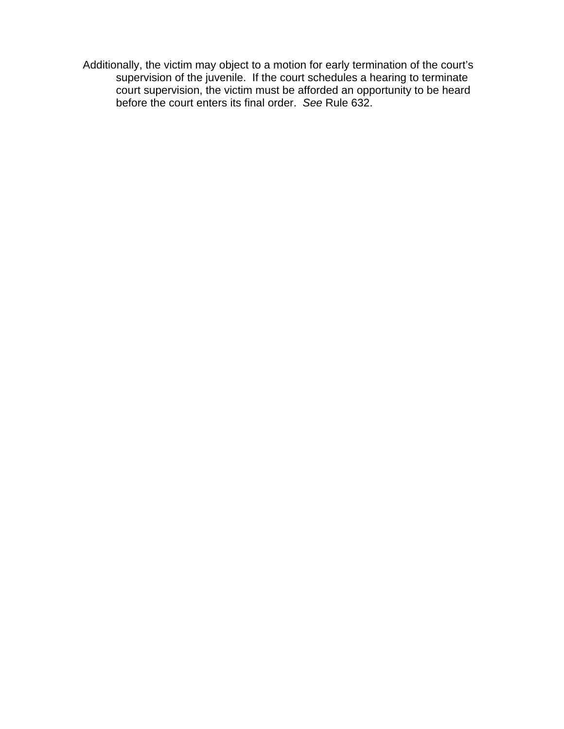Additionally, the victim may object to a motion for early termination of the court's supervision of the juvenile. If the court schedules a hearing to terminate court supervision, the victim must be afforded an opportunity to be heard before the court enters its final order. *See* Rule 632.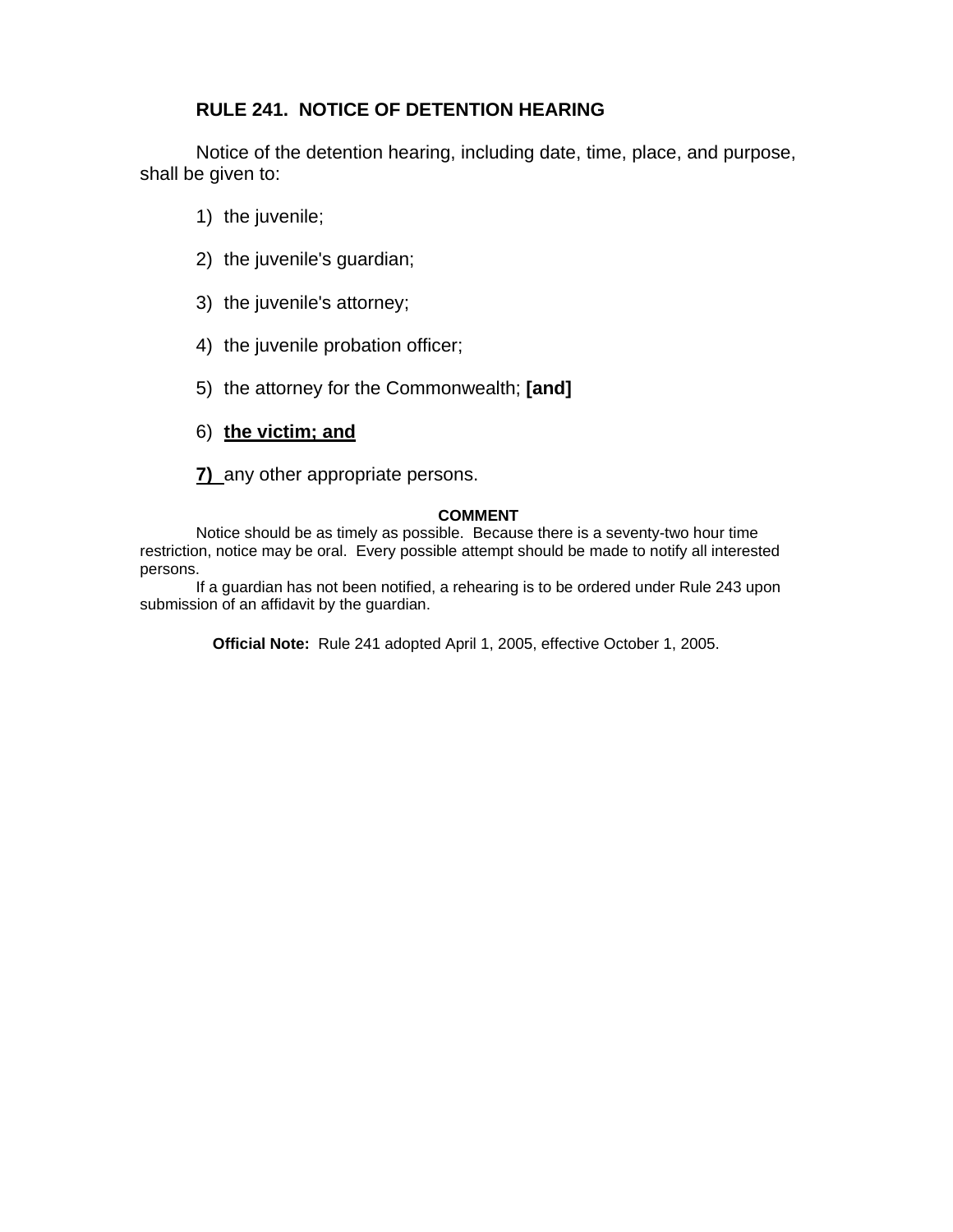## RULE 241. NOTICE OF DETENTION HEARING

Notice of the detention hearing, including date, time, place, and purpose, shall be given to:

1) the juvenile;

2) the juvenile's guardian;

3) the juvenile's attorney;

4) the juvenile probation officer;

5) the attorney for the Commonwealth; **[and]**

6) **<u>the victim; and</u>**

**<u>7)</u>** any other appropriate persons.

**COMMENT**

Notice should be as timely as possible. Because there is a seventy-two hour time restriction, notice may be oral. Every possible attempt should be made to notify all interested persons.

If a guardian has not been notified, a rehearing is to be ordered under Rule 243 upon submission of an affidavit by the guardian.

**Official Note:** Rule 241 adopted April 1, 2005, effective October 1, 2005.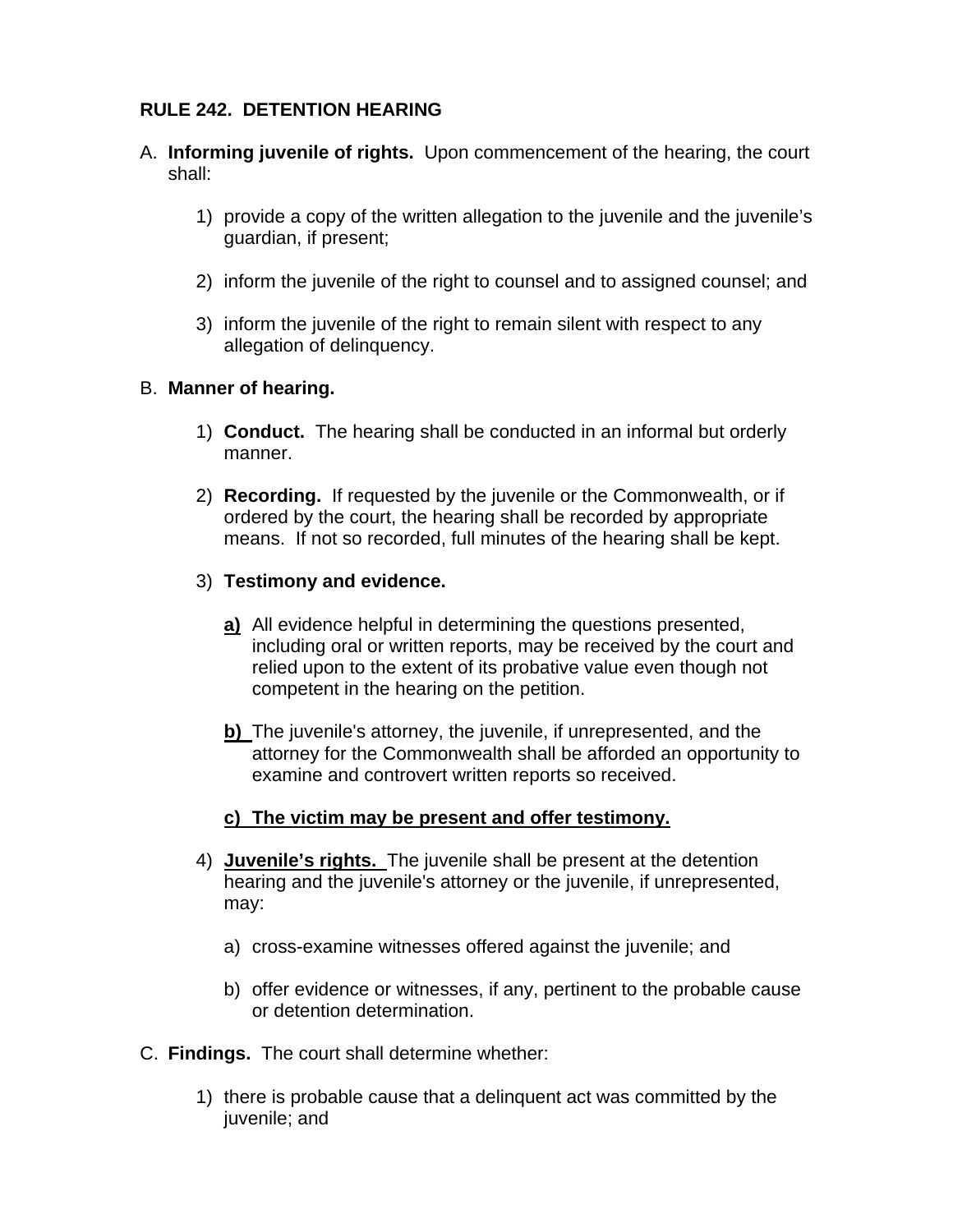**RULE 242. DETENTION HEARING**

A. **Informing juvenile of rights.** Upon commencement of the hearing, the court shall:

   1) provide a copy of the written allegation to the juvenile and the juvenile's guardian, if present;

   2) inform the juvenile of the right to counsel and to assigned counsel; and

   3) inform the juvenile of the right to remain silent with respect to any allegation of delinquency.

B. **Manner of hearing.**

   1) **Conduct.** The hearing shall be conducted in an informal but orderly manner.

   2) **Recording.** If requested by the juvenile or the Commonwealth, or if ordered by the court, the hearing shall be recorded by appropriate means. If not so recorded, full minutes of the hearing shall be kept.

   3) **Testimony and evidence.**

      **<u>a)</u>** All evidence helpful in determining the questions presented, including oral or written reports, may be received by the court and relied upon to the extent of its probative value even though not competent in the hearing on the petition.

      **<u>b)</u>** The juvenile's attorney, the juvenile, if unrepresented, and the attorney for the Commonwealth shall be afforded an opportunity to examine and controvert written reports so received.

      **<u>c) The victim may be present and offer testimony.</u>**

   4) **<u>Juvenile's rights.</u>** The juvenile shall be present at the detention hearing and the juvenile's attorney or the juvenile, if unrepresented, may:

      a) cross-examine witnesses offered against the juvenile; and

      b) offer evidence or witnesses, if any, pertinent to the probable cause or detention determination.

C. **Findings.** The court shall determine whether:

   1) there is probable cause that a delinquent act was committed by the juvenile; and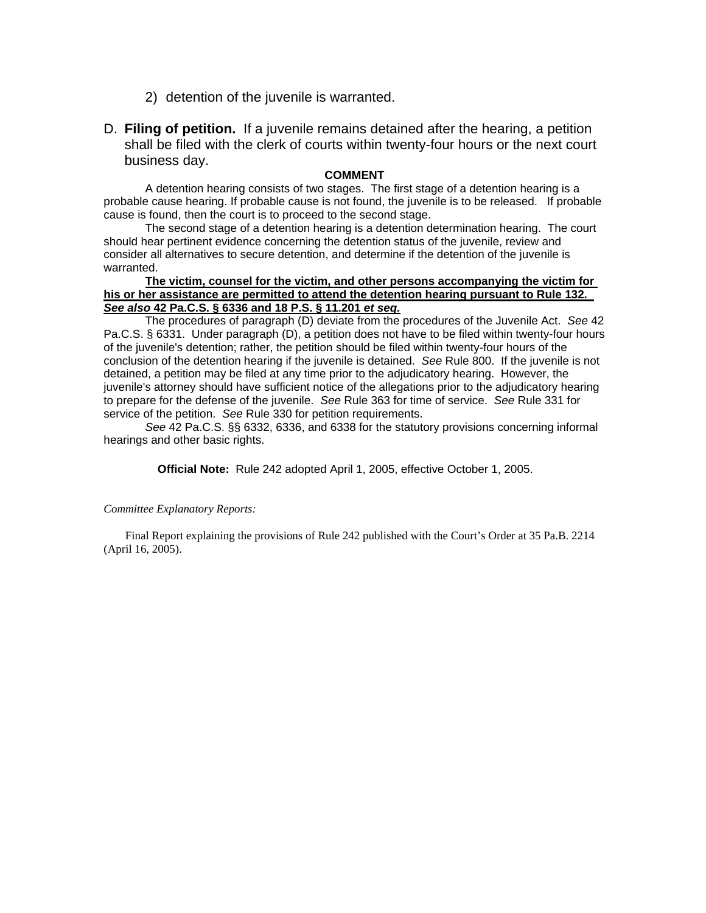2) detention of the juvenile is warranted.

D. **Filing of petition.** If a juvenile remains detained after the hearing, a petition shall be filed with the clerk of courts within twenty-four hours or the next court business day.

**COMMENT**

A detention hearing consists of two stages. The first stage of a detention hearing is a probable cause hearing. If probable cause is not found, the juvenile is to be released. If probable cause is found, then the court is to proceed to the second stage.

The second stage of a detention hearing is a detention determination hearing. The court should hear pertinent evidence concerning the detention status of the juvenile, review and consider all alternatives to secure detention, and determine if the detention of the juvenile is warranted.

**<u>The victim, counsel for the victim, and other persons accompanying the victim for his or her assistance are permitted to attend the detention hearing pursuant to Rule 132. *See also* 42 Pa.C.S. § 6336 and 18 P.S. § 11.201 *et seq.*</u>**

The procedures of paragraph (D) deviate from the procedures of the Juvenile Act. *See* 42 Pa.C.S. § 6331. Under paragraph (D), a petition does not have to be filed within twenty-four hours of the juvenile's detention; rather, the petition should be filed within twenty-four hours of the conclusion of the detention hearing if the juvenile is detained. *See* Rule 800. If the juvenile is not detained, a petition may be filed at any time prior to the adjudicatory hearing. However, the juvenile's attorney should have sufficient notice of the allegations prior to the adjudicatory hearing to prepare for the defense of the juvenile. *See* Rule 363 for time of service. *See* Rule 331 for service of the petition. *See* Rule 330 for petition requirements.

*See* 42 Pa.C.S. §§ 6332, 6336, and 6338 for the statutory provisions concerning informal hearings and other basic rights.

**Official Note:** Rule 242 adopted April 1, 2005, effective October 1, 2005.

*Committee Explanatory Reports:*

Final Report explaining the provisions of Rule 242 published with the Court's Order at 35 Pa.B. 2214 (April 16, 2005).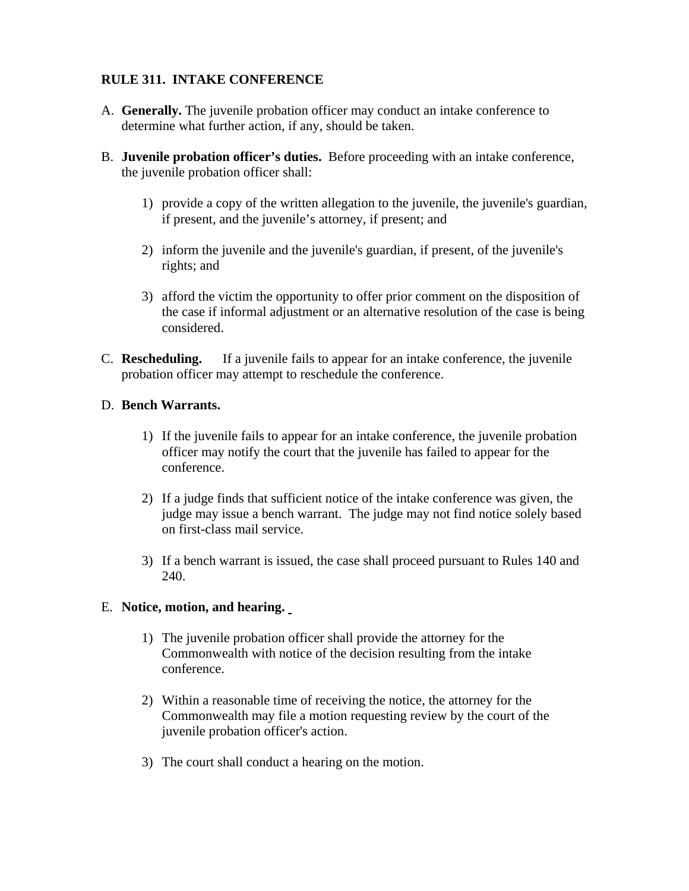**RULE 311. INTAKE CONFERENCE**

A. **Generally.** The juvenile probation officer may conduct an intake conference to determine what further action, if any, should be taken.

B. **Juvenile probation officer's duties.** Before proceeding with an intake conference, the juvenile probation officer shall:

   1) provide a copy of the written allegation to the juvenile, the juvenile's guardian, if present, and the juvenile's attorney, if present; and

   2) inform the juvenile and the juvenile's guardian, if present, of the juvenile's rights; and

   3) afford the victim the opportunity to offer prior comment on the disposition of the case if informal adjustment or an alternative resolution of the case is being considered.

C. **Rescheduling.** If a juvenile fails to appear for an intake conference, the juvenile probation officer may attempt to reschedule the conference.

D. **Bench Warrants.**

   1) If the juvenile fails to appear for an intake conference, the juvenile probation officer may notify the court that the juvenile has failed to appear for the conference.

   2) If a judge finds that sufficient notice of the intake conference was given, the judge may issue a bench warrant. The judge may not find notice solely based on first-class mail service.

   3) If a bench warrant is issued, the case shall proceed pursuant to Rules 140 and 240.

E. **Notice, motion, and hearing.**

   1) The juvenile probation officer shall provide the attorney for the Commonwealth with notice of the decision resulting from the intake conference.

   2) Within a reasonable time of receiving the notice, the attorney for the Commonwealth may file a motion requesting review by the court of the juvenile probation officer's action.

   3) The court shall conduct a hearing on the motion.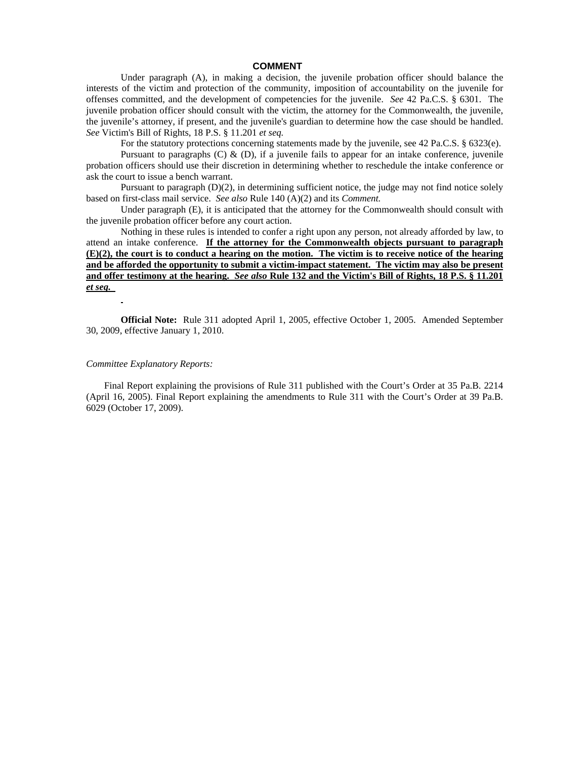## COMMENT

Under paragraph (A), in making a decision, the juvenile probation officer should balance the interests of the victim and protection of the community, imposition of accountability on the juvenile for offenses committed, and the development of competencies for the juvenile. *See* 42 Pa.C.S. § 6301. The juvenile probation officer should consult with the victim, the attorney for the Commonwealth, the juvenile, the juvenile's attorney, if present, and the juvenile's guardian to determine how the case should be handled. *See* Victim's Bill of Rights, 18 P.S. § 11.201 *et seq.*

For the statutory protections concerning statements made by the juvenile, see 42 Pa.C.S. § 6323(e).

Pursuant to paragraphs (C) & (D), if a juvenile fails to appear for an intake conference, juvenile probation officers should use their discretion in determining whether to reschedule the intake conference or ask the court to issue a bench warrant.

Pursuant to paragraph (D)(2), in determining sufficient notice, the judge may not find notice solely based on first-class mail service. *See also* Rule 140 (A)(2) and its *Comment.*

Under paragraph (E), it is anticipated that the attorney for the Commonwealth should consult with the juvenile probation officer before any court action.

Nothing in these rules is intended to confer a right upon any person, not already afforded by law, to attend an intake conference. **If the attorney for the Commonwealth objects pursuant to paragraph (E)(2), the court is to conduct a hearing on the motion. The victim is to receive notice of the hearing and be afforded the opportunity to submit a victim-impact statement. The victim may also be present and offer testimony at the hearing. *See also* Rule 132 and the Victim's Bill of Rights, 18 P.S. § 11.201 *et seq.***

**Official Note:** Rule 311 adopted April 1, 2005, effective October 1, 2005. Amended September 30, 2009, effective January 1, 2010.

*Committee Explanatory Reports:*

Final Report explaining the provisions of Rule 311 published with the Court's Order at 35 Pa.B. 2214 (April 16, 2005). Final Report explaining the amendments to Rule 311 with the Court's Order at 39 Pa.B. 6029 (October 17, 2009).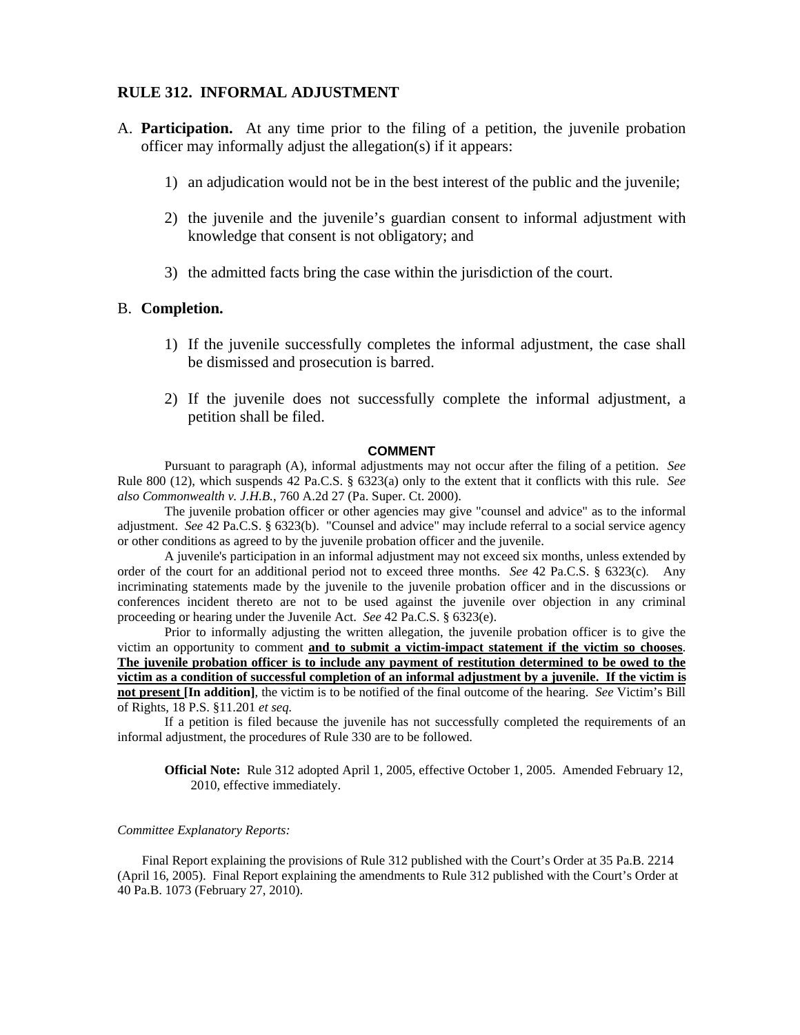## RULE 312. INFORMAL ADJUSTMENT

A. **Participation.** At any time prior to the filing of a petition, the juvenile probation officer may informally adjust the allegation(s) if it appears:

1) an adjudication would not be in the best interest of the public and the juvenile;

2) the juvenile and the juvenile's guardian consent to informal adjustment with knowledge that consent is not obligatory; and

3) the admitted facts bring the case within the jurisdiction of the court.

B. **Completion.**

1) If the juvenile successfully completes the informal adjustment, the case shall be dismissed and prosecution is barred.

2) If the juvenile does not successfully complete the informal adjustment, a petition shall be filed.

**COMMENT**

Pursuant to paragraph (A), informal adjustments may not occur after the filing of a petition. *See* Rule 800 (12), which suspends 42 Pa.C.S. § 6323(a) only to the extent that it conflicts with this rule. *See also Commonwealth v. J.H.B.*, 760 A.2d 27 (Pa. Super. Ct. 2000).

The juvenile probation officer or other agencies may give "counsel and advice" as to the informal adjustment. *See* 42 Pa.C.S. § 6323(b). "Counsel and advice" may include referral to a social service agency or other conditions as agreed to by the juvenile probation officer and the juvenile.

A juvenile's participation in an informal adjustment may not exceed six months, unless extended by order of the court for an additional period not to exceed three months. *See* 42 Pa.C.S. § 6323(c). Any incriminating statements made by the juvenile to the juvenile probation officer and in the discussions or conferences incident thereto are not to be used against the juvenile over objection in any criminal proceeding or hearing under the Juvenile Act. *See* 42 Pa.C.S. § 6323(e).

Prior to informally adjusting the written allegation, the juvenile probation officer is to give the victim an opportunity to comment **<u>and to submit a victim-impact statement if the victim so chooses</u>**. **<u>The juvenile probation officer is to include any payment of restitution determined to be owed to the victim as a condition of successful completion of an informal adjustment by a juvenile. If the victim is not present</u> [In addition]**, the victim is to be notified of the final outcome of the hearing. *See* Victim's Bill of Rights, 18 P.S. §11.201 *et seq.*

If a petition is filed because the juvenile has not successfully completed the requirements of an informal adjustment, the procedures of Rule 330 are to be followed.

**Official Note:** Rule 312 adopted April 1, 2005, effective October 1, 2005. Amended February 12, 2010, effective immediately.

*Committee Explanatory Reports:*

Final Report explaining the provisions of Rule 312 published with the Court's Order at 35 Pa.B. 2214 (April 16, 2005). Final Report explaining the amendments to Rule 312 published with the Court's Order at 40 Pa.B. 1073 (February 27, 2010).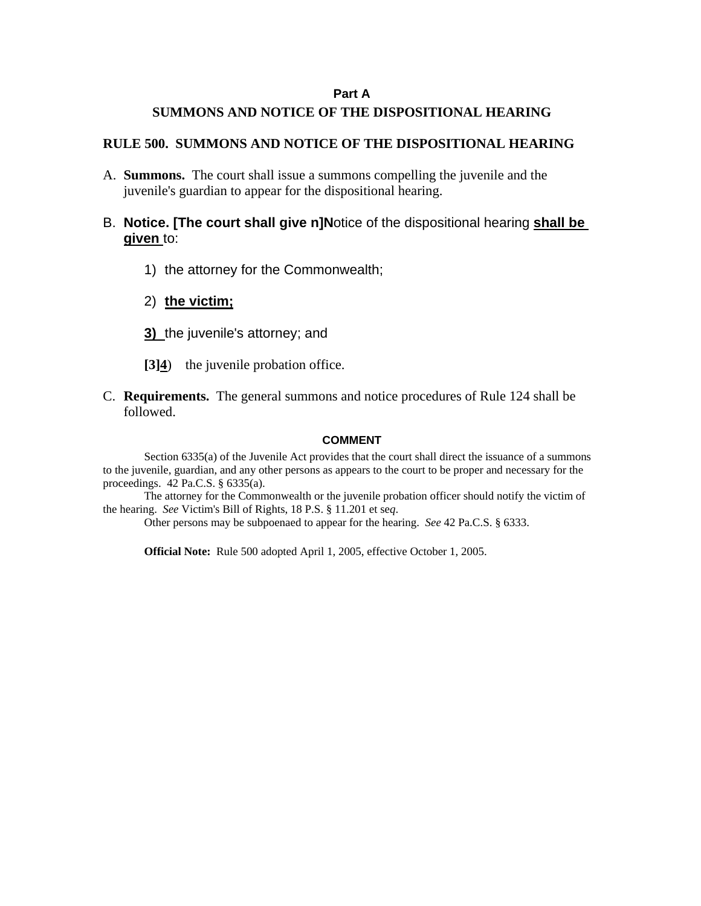**Part A**

**SUMMONS AND NOTICE OF THE DISPOSITIONAL HEARING**

**RULE 500. SUMMONS AND NOTICE OF THE DISPOSITIONAL HEARING**

A. **Summons.** The court shall issue a summons compelling the juvenile and the juvenile's guardian to appear for the dispositional hearing.

B. **Notice. [The court shall give n]N**otice of the dispositional hearing **shall be given** to:

   1) the attorney for the Commonwealth;

   2) **the victim;**

   **3)** the juvenile's attorney; and

   **[3]4**) the juvenile probation office.

C. **Requirements.** The general summons and notice procedures of Rule 124 shall be followed.

**COMMENT**

Section 6335(a) of the Juvenile Act provides that the court shall direct the issuance of a summons to the juvenile, guardian, and any other persons as appears to the court to be proper and necessary for the proceedings. 42 Pa.C.S. § 6335(a).

The attorney for the Commonwealth or the juvenile probation officer should notify the victim of the hearing. *See* Victim's Bill of Rights, 18 P.S. § 11.201 et se*q*.

Other persons may be subpoenaed to appear for the hearing. *See* 42 Pa.C.S. § 6333.

**Official Note:** Rule 500 adopted April 1, 2005, effective October 1, 2005.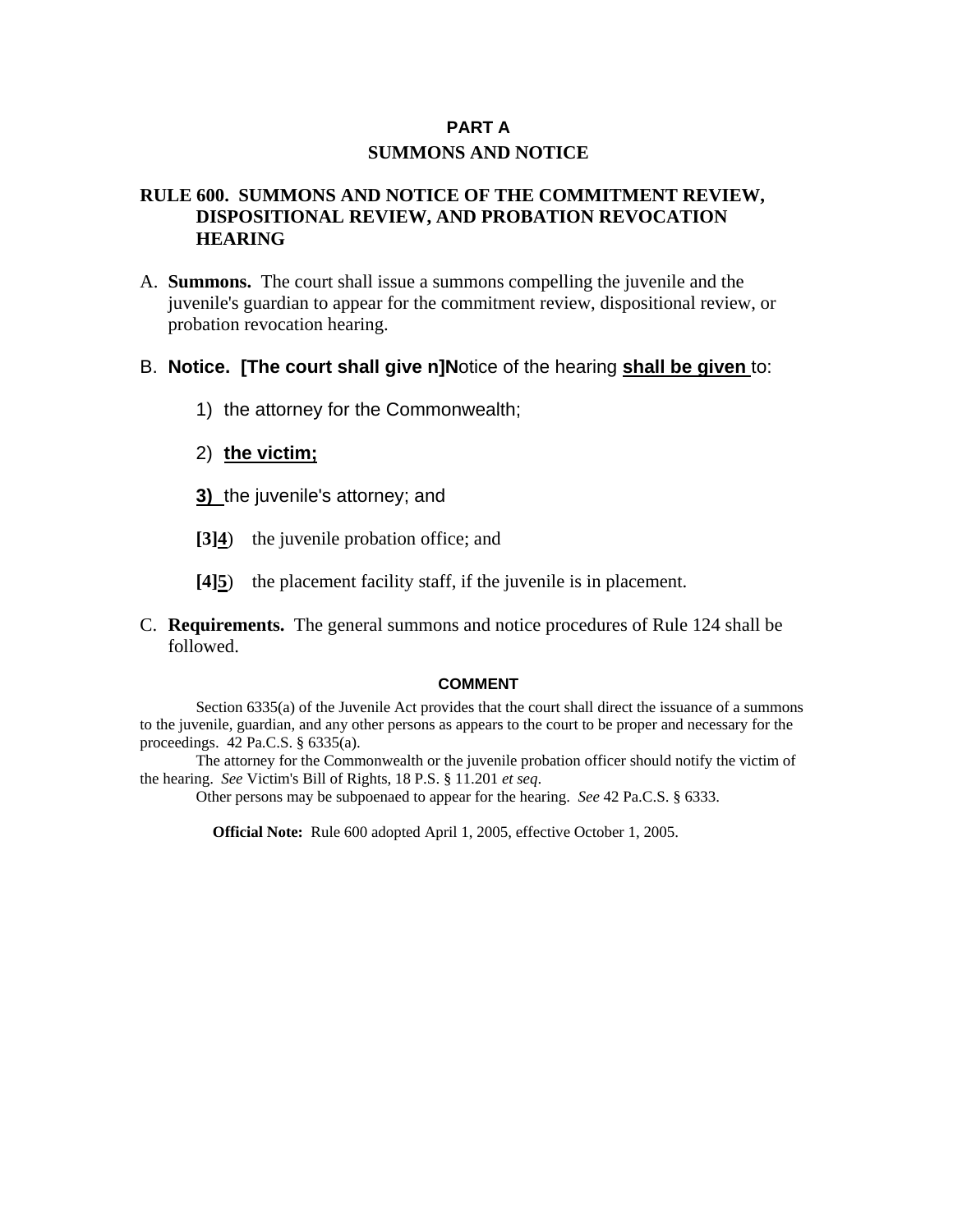## PART A

## SUMMONS AND NOTICE

### RULE 600. SUMMONS AND NOTICE OF THE COMMITMENT REVIEW, DISPOSITIONAL REVIEW, AND PROBATION REVOCATION HEARING

A. **Summons.** The court shall issue a summons compelling the juvenile and the juvenile's guardian to appear for the commitment review, dispositional review, or probation revocation hearing.

B. **Notice. [The court shall give n]N**otice of the hearing **shall be given** to:

1) the attorney for the Commonwealth;

2) **the victim;**

**3)** the juvenile's attorney; and

**[3]4**) the juvenile probation office; and

**[4]5**) the placement facility staff, if the juvenile is in placement.

C. **Requirements.** The general summons and notice procedures of Rule 124 shall be followed.

#### COMMENT

Section 6335(a) of the Juvenile Act provides that the court shall direct the issuance of a summons to the juvenile, guardian, and any other persons as appears to the court to be proper and necessary for the proceedings. 42 Pa.C.S. § 6335(a).

The attorney for the Commonwealth or the juvenile probation officer should notify the victim of the hearing. *See* Victim's Bill of Rights, 18 P.S. § 11.201 *et seq*.

Other persons may be subpoenaed to appear for the hearing. *See* 42 Pa.C.S. § 6333.

**Official Note:** Rule 600 adopted April 1, 2005, effective October 1, 2005.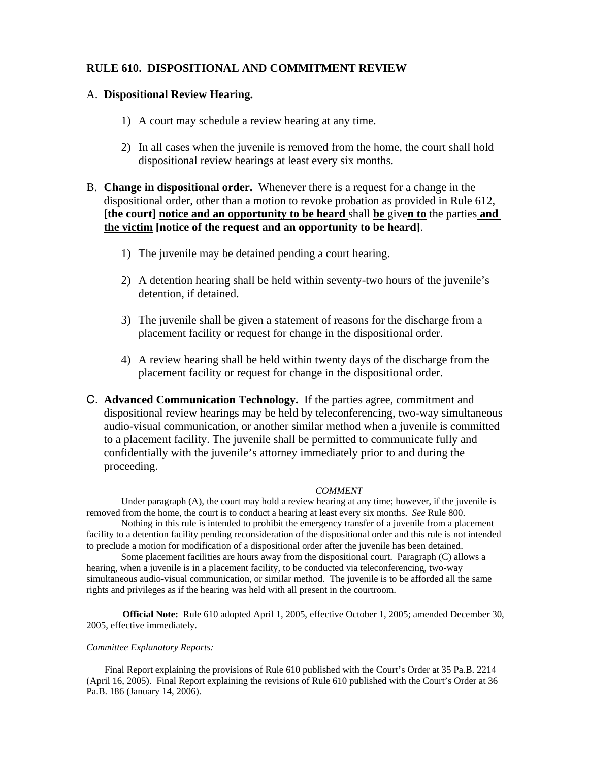## RULE 610. DISPOSITIONAL AND COMMITMENT REVIEW

A. **Dispositional Review Hearing.**

1) A court may schedule a review hearing at any time.

2) In all cases when the juvenile is removed from the home, the court shall hold dispositional review hearings at least every six months.

B. **Change in dispositional order.** Whenever there is a request for a change in the dispositional order, other than a motion to revoke probation as provided in Rule 612, **[the court]** <u>**notice and an opportunity to be heard**</u> shall <u>**be**</u> give<u>**n to**</u> the parties <u>**and the victim**</u> **[notice of the request and an opportunity to be heard]**.

1) The juvenile may be detained pending a court hearing.

2) A detention hearing shall be held within seventy-two hours of the juvenile's detention, if detained.

3) The juvenile shall be given a statement of reasons for the discharge from a placement facility or request for change in the dispositional order.

4) A review hearing shall be held within twenty days of the discharge from the placement facility or request for change in the dispositional order.

C. **Advanced Communication Technology.** If the parties agree, commitment and dispositional review hearings may be held by teleconferencing, two-way simultaneous audio-visual communication, or another similar method when a juvenile is committed to a placement facility. The juvenile shall be permitted to communicate fully and confidentially with the juvenile's attorney immediately prior to and during the proceeding.

*COMMENT*

Under paragraph (A), the court may hold a review hearing at any time; however, if the juvenile is removed from the home, the court is to conduct a hearing at least every six months. *See* Rule 800.

Nothing in this rule is intended to prohibit the emergency transfer of a juvenile from a placement facility to a detention facility pending reconsideration of the dispositional order and this rule is not intended to preclude a motion for modification of a dispositional order after the juvenile has been detained.

Some placement facilities are hours away from the dispositional court. Paragraph (C) allows a hearing, when a juvenile is in a placement facility, to be conducted via teleconferencing, two-way simultaneous audio-visual communication, or similar method. The juvenile is to be afforded all the same rights and privileges as if the hearing was held with all present in the courtroom.

**Official Note:** Rule 610 adopted April 1, 2005, effective October 1, 2005; amended December 30, 2005, effective immediately.

*Committee Explanatory Reports:*

Final Report explaining the provisions of Rule 610 published with the Court's Order at 35 Pa.B. 2214 (April 16, 2005). Final Report explaining the revisions of Rule 610 published with the Court's Order at 36 Pa.B. 186 (January 14, 2006).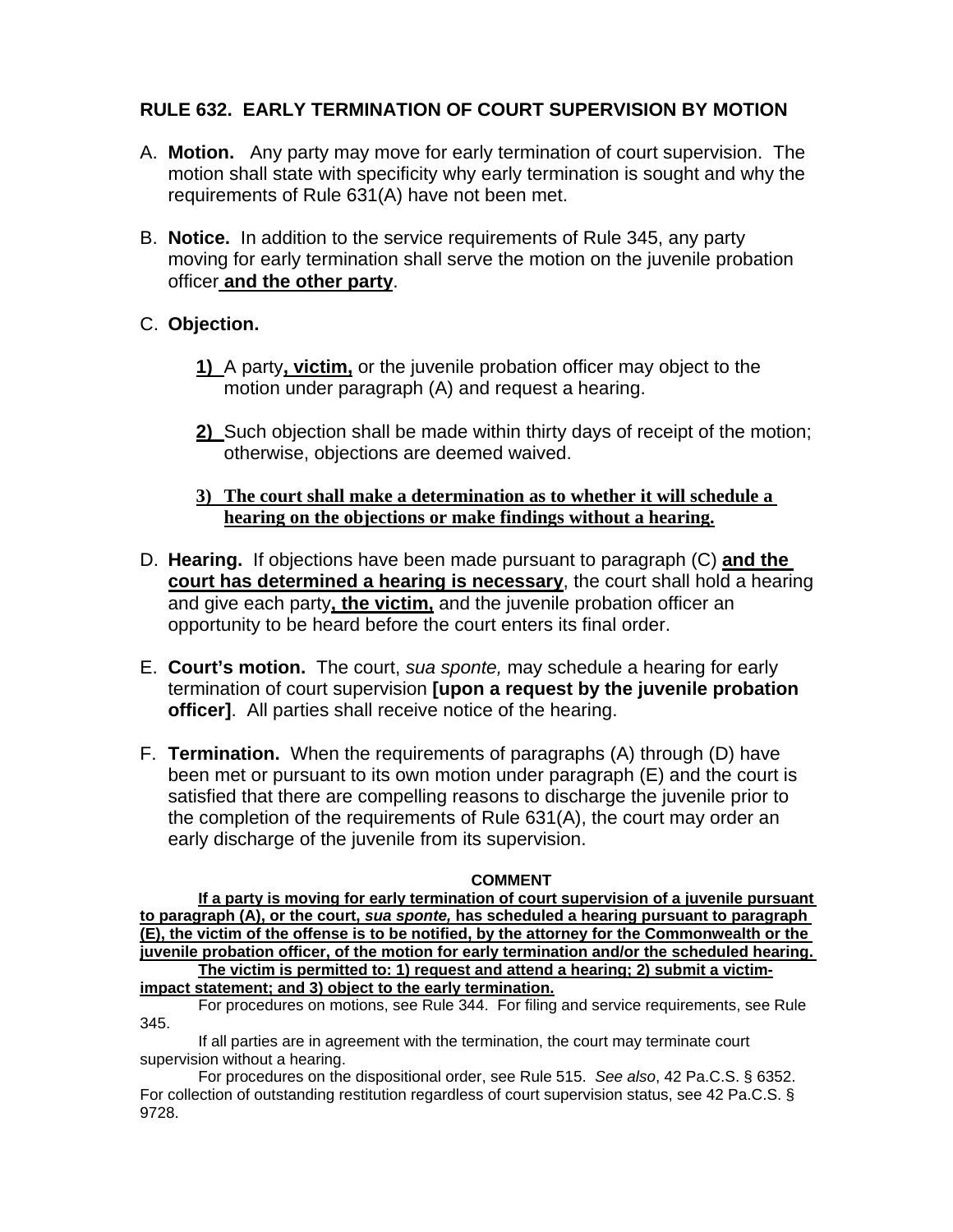## RULE 632. EARLY TERMINATION OF COURT SUPERVISION BY MOTION

A. **Motion.** Any party may move for early termination of court supervision. The motion shall state with specificity why early termination is sought and why the requirements of Rule 631(A) have not been met.

B. **Notice.** In addition to the service requirements of Rule 345, any party moving for early termination shall serve the motion on the juvenile probation officer **and the other party**.

C. **Objection.**

   **1)** A party**, victim,** or the juvenile probation officer may object to the motion under paragraph (A) and request a hearing.

   **2)** Such objection shall be made within thirty days of receipt of the motion; otherwise, objections are deemed waived.

   **3) The court shall make a determination as to whether it will schedule a hearing on the objections or make findings without a hearing.**

D. **Hearing.** If objections have been made pursuant to paragraph (C) **and the court has determined a hearing is necessary**, the court shall hold a hearing and give each party**, the victim,** and the juvenile probation officer an opportunity to be heard before the court enters its final order.

E. **Court's motion.** The court, *sua sponte,* may schedule a hearing for early termination of court supervision **[upon a request by the juvenile probation officer]**. All parties shall receive notice of the hearing.

F. **Termination.** When the requirements of paragraphs (A) through (D) have been met or pursuant to its own motion under paragraph (E) and the court is satisfied that there are compelling reasons to discharge the juvenile prior to the completion of the requirements of Rule 631(A), the court may order an early discharge of the juvenile from its supervision.

**COMMENT**

**If a party is moving for early termination of court supervision of a juvenile pursuant to paragraph (A), or the court, *sua sponte,* has scheduled a hearing pursuant to paragraph (E), the victim of the offense is to be notified, by the attorney for the Commonwealth or the juvenile probation officer, of the motion for early termination and/or the scheduled hearing.**

**The victim is permitted to: 1) request and attend a hearing; 2) submit a victim-impact statement; and 3) object to the early termination.**

For procedures on motions, see Rule 344. For filing and service requirements, see Rule 345.

If all parties are in agreement with the termination, the court may terminate court supervision without a hearing.

For procedures on the dispositional order, see Rule 515. *See also*, 42 Pa.C.S. § 6352. For collection of outstanding restitution regardless of court supervision status, see 42 Pa.C.S. § 9728.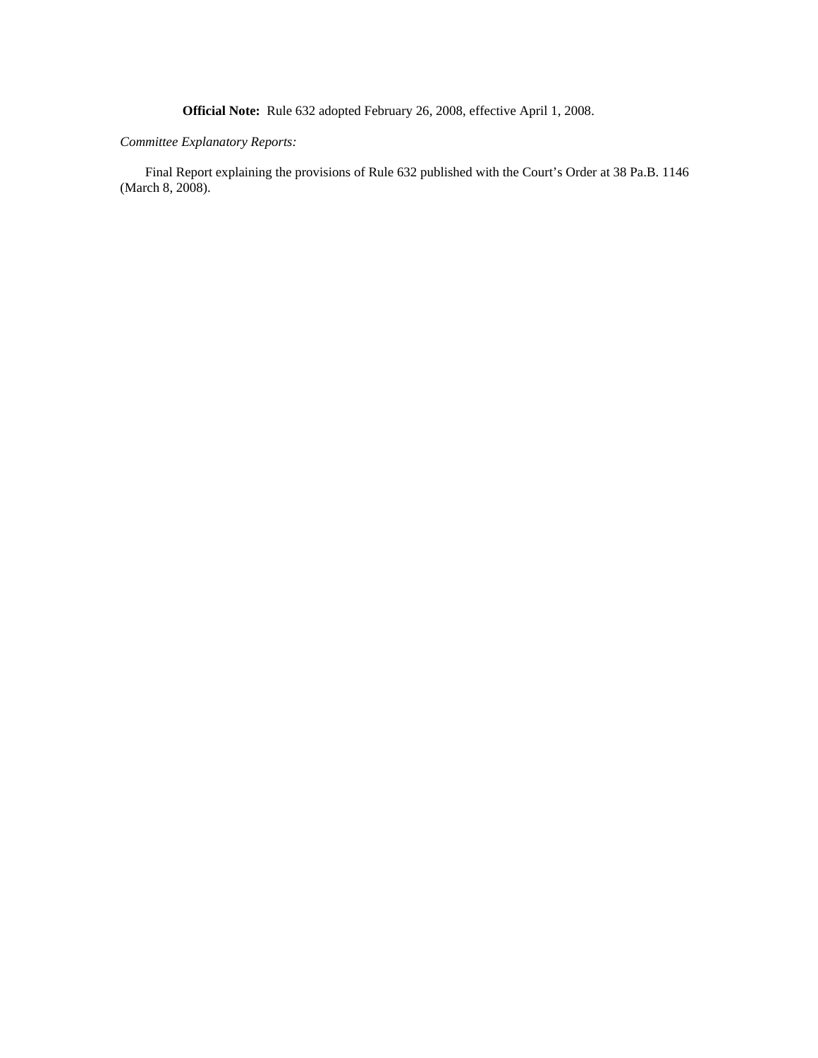**Official Note:** Rule 632 adopted February 26, 2008, effective April 1, 2008.

*Committee Explanatory Reports:*

Final Report explaining the provisions of Rule 632 published with the Court's Order at 38 Pa.B. 1146 (March 8, 2008).